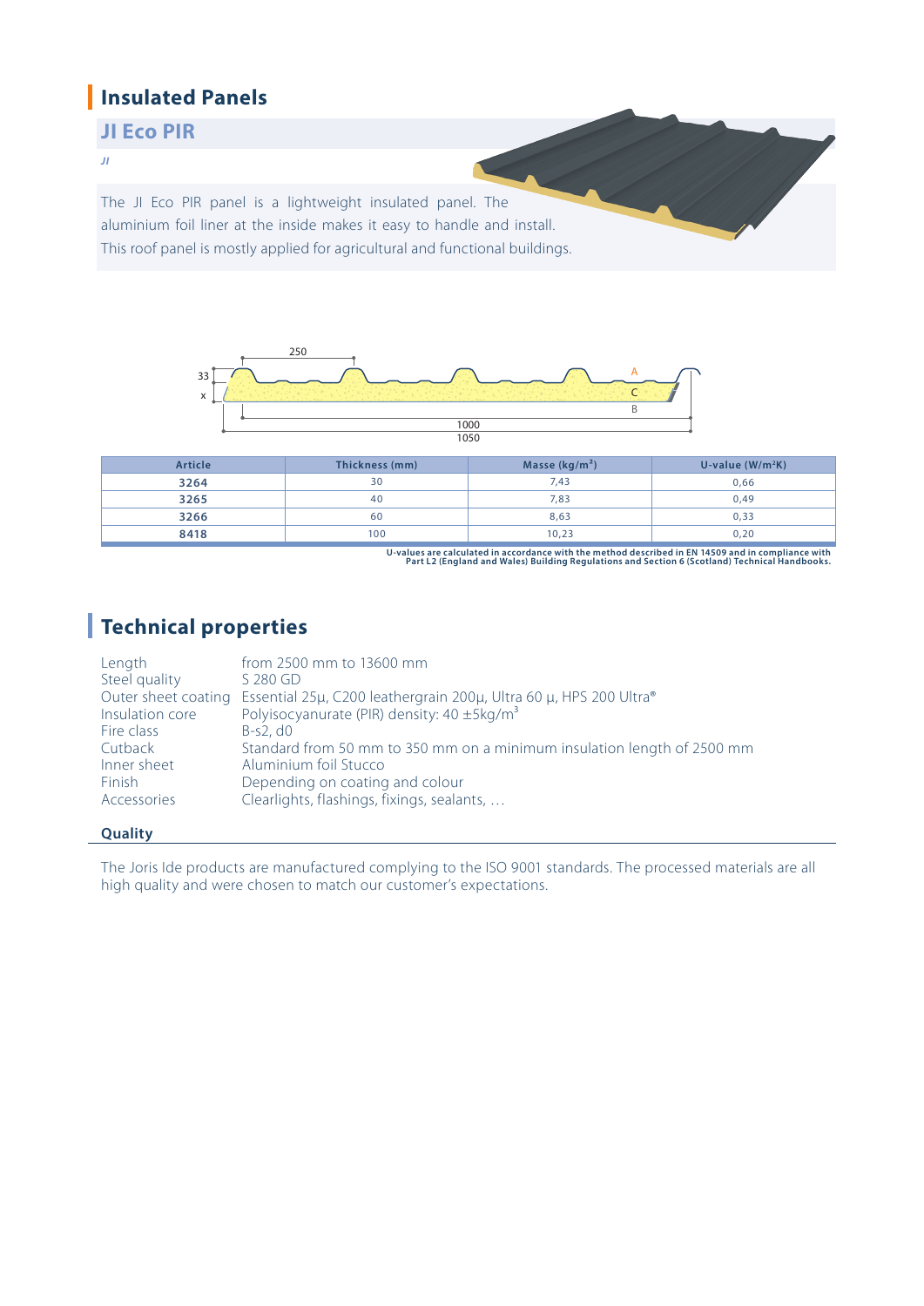# Insulated Panels

## JI Eco PIR

*JI*

The JI Eco PIR panel is a lightweight insulated panel. The aluminium foil liner at the inside makes it easy to handle and install. This roof panel is mostly applied for agricultural and functional buildings.

250

33

x

A

C

B

1000

1050

| Article | Thickness (mm) | Masse (kg/m²) | U-value (W/m²K) |
|---|---|---|---|
| 3264 | 30 | 7,43 | 0,66 |
| 3265 | 40 | 7,83 | 0,49 |
| 3266 | 60 | 8,63 | 0,33 |
| 8418 | 100 | 10,23 | 0,20 |

**U-values are calculated in accordance with the method described in EN 14509 and in compliance with Part L2 (England and Wales) Building Regulations and Section 6 (Scotland) Technical Handbooks.**

# Technical properties

| | |
|---|---|
| Length | from 2500 mm to 13600 mm |
| Steel quality | S 280 GD |
| Outer sheet coating | Essential 25µ, C200 leathergrain 200µ, Ultra 60 µ, HPS 200 Ultra® |
| Insulation core | Polyisocyanurate (PIR) density: 40 ±5kg/m³ |
| Fire class | B-s2, d0 |
| Cutback | Standard from 50 mm to 350 mm on a minimum insulation length of 2500 mm |
| Inner sheet | Aluminium foil Stucco |
| Finish | Depending on coating and colour |
| Accessories | Clearlights, flashings, fixings, sealants, … |

### Quality

The Joris Ide products are manufactured complying to the ISO 9001 standards. The processed materials are all high quality and were chosen to match our customer's expectations.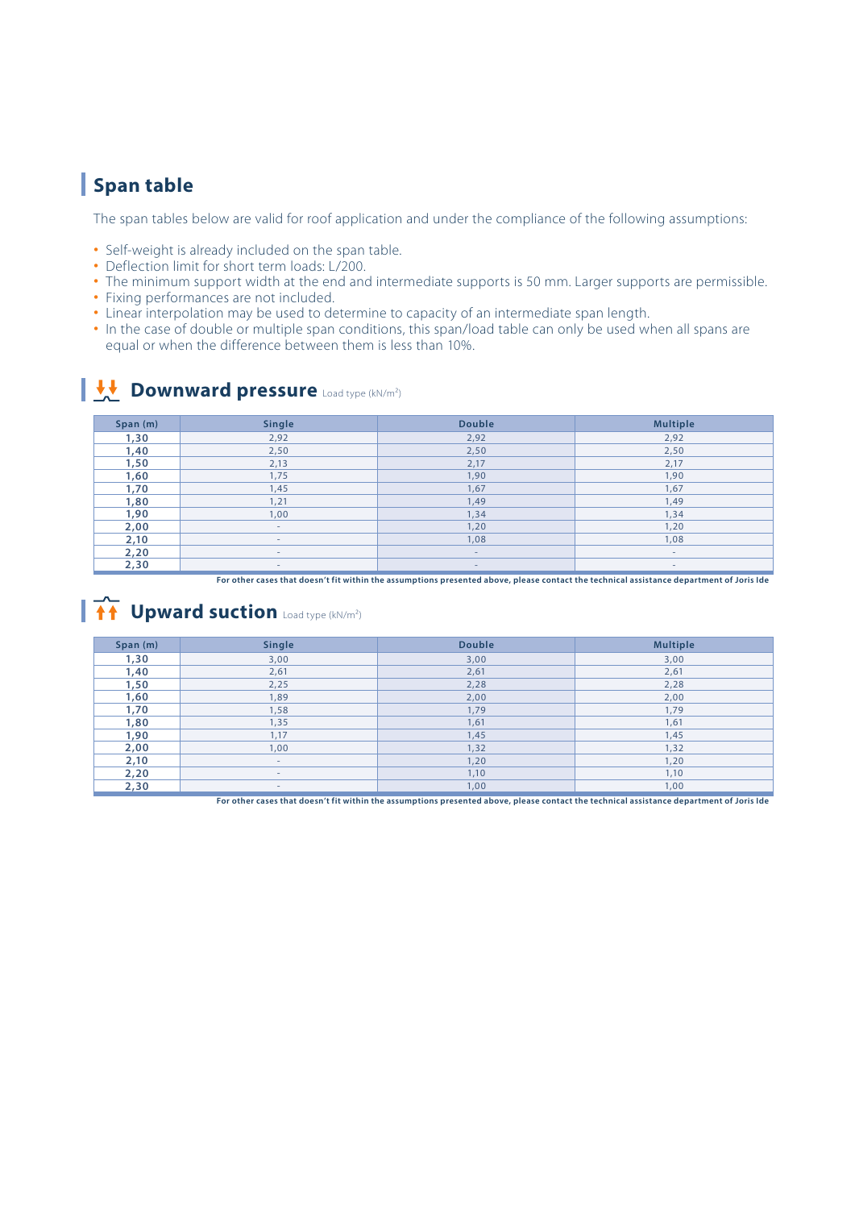## Span table

The span tables below are valid for roof application and under the compliance of the following assumptions:

- Self-weight is already included on the span table.
- Deflection limit for short term loads: L/200.
- The minimum support width at the end and intermediate supports is 50 mm. Larger supports are permissible.
- Fixing performances are not included.
- Linear interpolation may be used to determine to capacity of an intermediate span length.
- In the case of double or multiple span conditions, this span/load table can only be used when all spans are equal or when the difference between them is less than 10%.

### Downward pressure Load type (kN/m$^2$)

| Span (m) | Single | Double | Multiple |
|---|---|---|---|
| **1,30** | 2,92 | 2,92 | 2,92 |
| **1,40** | 2,50 | 2,50 | 2,50 |
| **1,50** | 2,13 | 2,17 | 2,17 |
| **1,60** | 1,75 | 1,90 | 1,90 |
| **1,70** | 1,45 | 1,67 | 1,67 |
| **1,80** | 1,21 | 1,49 | 1,49 |
| **1,90** | 1,00 | 1,34 | 1,34 |
| **2,00** | - | 1,20 | 1,20 |
| **2,10** | - | 1,08 | 1,08 |
| **2,20** | - | - | - |
| **2,30** | - | - | - |

**For other cases that doesn't fit within the assumptions presented above, please contact the technical assistance department of Joris Ide**

### Upward suction Load type (kN/m$^2$)

| Span (m) | Single | Double | Multiple |
|---|---|---|---|
| **1,30** | 3,00 | 3,00 | 3,00 |
| **1,40** | 2,61 | 2,61 | 2,61 |
| **1,50** | 2,25 | 2,28 | 2,28 |
| **1,60** | 1,89 | 2,00 | 2,00 |
| **1,70** | 1,58 | 1,79 | 1,79 |
| **1,80** | 1,35 | 1,61 | 1,61 |
| **1,90** | 1,17 | 1,45 | 1,45 |
| **2,00** | 1,00 | 1,32 | 1,32 |
| **2,10** | - | 1,20 | 1,20 |
| **2,20** | - | 1,10 | 1,10 |
| **2,30** | - | 1,00 | 1,00 |

**For other cases that doesn't fit within the assumptions presented above, please contact the technical assistance department of Joris Ide**